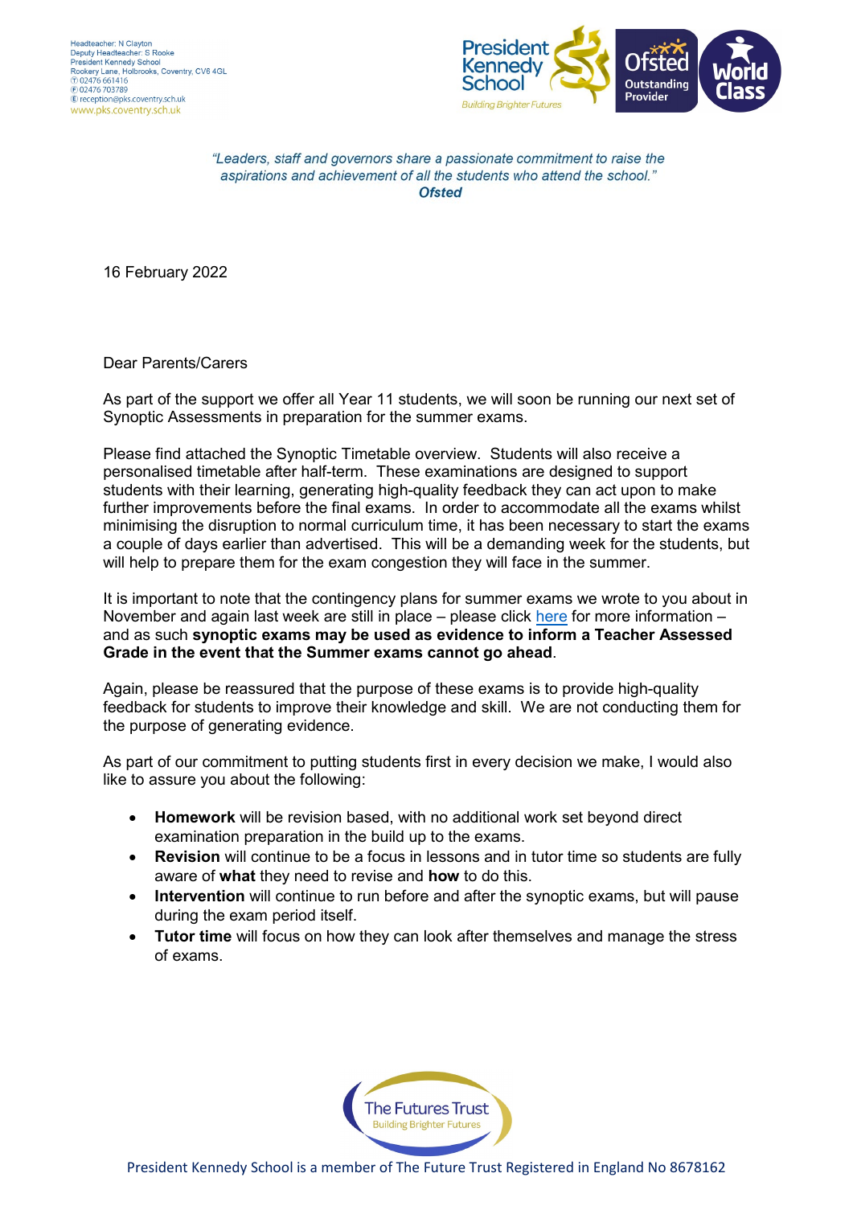Headteacher: N Clayton
Deputy Headteacher: S Rooke
President Kennedy School
Rookery Lane, Holbrooks, Coventry, CV6 4GL
Ⓣ 02476 661416
Ⓕ 02476 703789
Ⓔ reception@pks.coventry.sch.uk
www.pks.coventry.sch.uk

*"Leaders, staff and governors share a passionate commitment to raise the aspirations and achievement of all the students who attend the school."*
***Ofsted***

16 February 2022

Dear Parents/Carers

As part of the support we offer all Year 11 students, we will soon be running our next set of Synoptic Assessments in preparation for the summer exams.

Please find attached the Synoptic Timetable overview. Students will also receive a personalised timetable after half-term. These examinations are designed to support students with their learning, generating high-quality feedback they can act upon to make further improvements before the final exams. In order to accommodate all the exams whilst minimising the disruption to normal curriculum time, it has been necessary to start the exams a couple of days earlier than advertised. This will be a demanding week for the students, but will help to prepare them for the exam congestion they will face in the summer.

It is important to note that the contingency plans for summer exams we wrote to you about in November and again last week are still in place – please click here for more information – and as such **synoptic exams may be used as evidence to inform a Teacher Assessed Grade in the event that the Summer exams cannot go ahead**.

Again, please be reassured that the purpose of these exams is to provide high-quality feedback for students to improve their knowledge and skill. We are not conducting them for the purpose of generating evidence.

As part of our commitment to putting students first in every decision we make, I would also like to assure you about the following:

- **Homework** will be revision based, with no additional work set beyond direct examination preparation in the build up to the exams.
- **Revision** will continue to be a focus in lessons and in tutor time so students are fully aware of **what** they need to revise and **how** to do this.
- **Intervention** will continue to run before and after the synoptic exams, but will pause during the exam period itself.
- **Tutor time** will focus on how they can look after themselves and manage the stress of exams.

President Kennedy School is a member of The Future Trust Registered in England No 8678162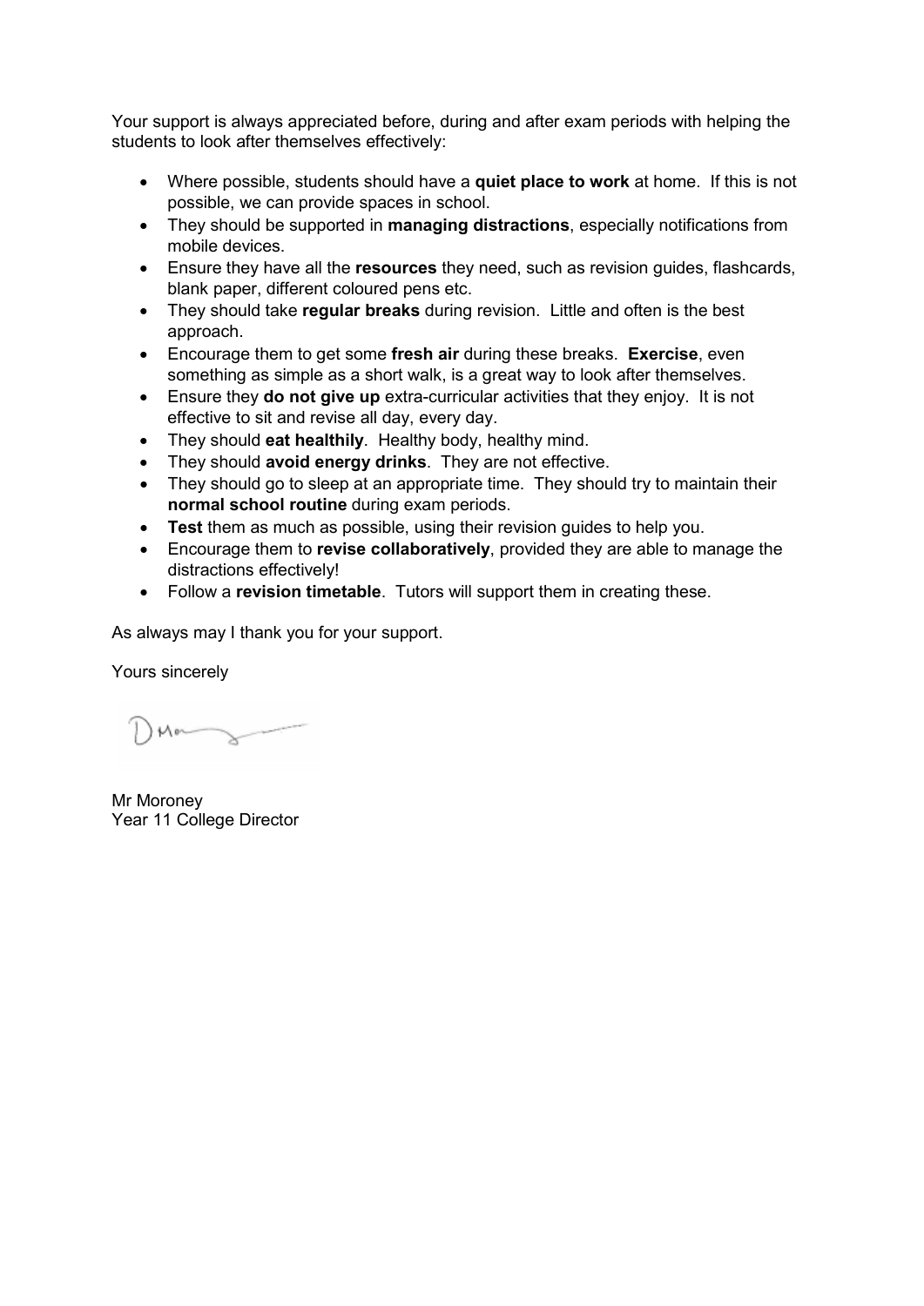Your support is always appreciated before, during and after exam periods with helping the students to look after themselves effectively:

- Where possible, students should have a **quiet place to work** at home. If this is not possible, we can provide spaces in school.
- They should be supported in **managing distractions**, especially notifications from mobile devices.
- Ensure they have all the **resources** they need, such as revision guides, flashcards, blank paper, different coloured pens etc.
- They should take **regular breaks** during revision. Little and often is the best approach.
- Encourage them to get some **fresh air** during these breaks. **Exercise**, even something as simple as a short walk, is a great way to look after themselves.
- Ensure they **do not give up** extra-curricular activities that they enjoy. It is not effective to sit and revise all day, every day.
- They should **eat healthily**. Healthy body, healthy mind.
- They should **avoid energy drinks**. They are not effective.
- They should go to sleep at an appropriate time. They should try to maintain their **normal school routine** during exam periods.
- **Test** them as much as possible, using their revision guides to help you.
- Encourage them to **revise collaboratively**, provided they are able to manage the distractions effectively!
- Follow a **revision timetable**. Tutors will support them in creating these.

As always may I thank you for your support.

Yours sincerely

Mr Moroney
Year 11 College Director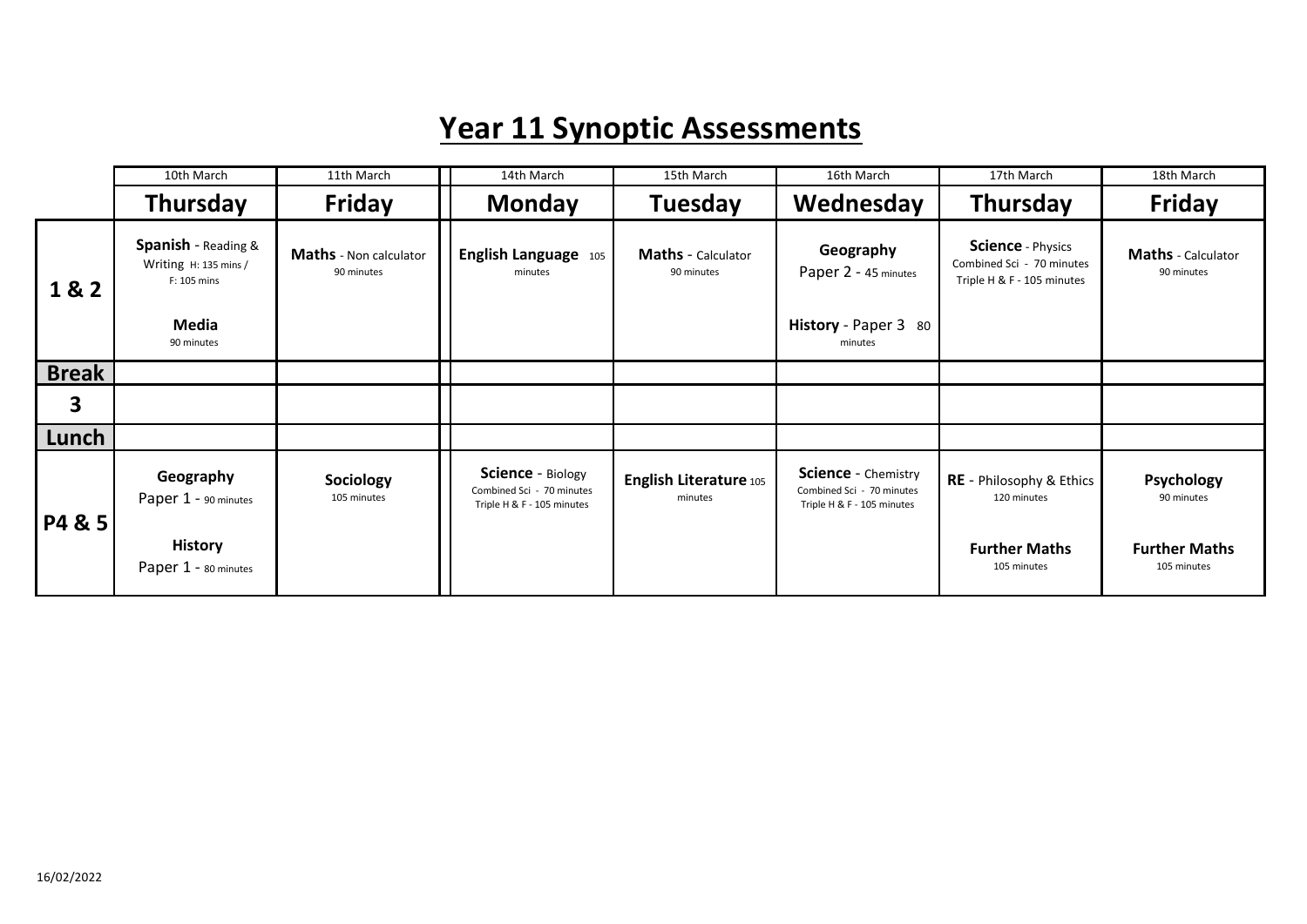# Year 11 Synoptic Assessments

| | 10th March Thursday | 11th March Friday | 14th March Monday | 15th March Tuesday | 16th March Wednesday | 17th March Thursday | 18th March Friday |
|---|---|---|---|---|---|---|---|
| **1 & 2** | **Spanish** - Reading & Writing H: 135 mins / F: 105 mins<br><br>**Media** 90 minutes | **Maths** - Non calculator 90 minutes | **English Language** 105 minutes | **Maths** - Calculator 90 minutes | **Geography** Paper 2 - 45 minutes<br><br>**History** - Paper 3 80 minutes | **Science** - Physics Combined Sci - 70 minutes Triple H & F - 105 minutes | **Maths** - Calculator 90 minutes |
| **Break** | | | | | | | |
| **3** | | | | | | | |
| **Lunch** | | | | | | | |
| **P4 & 5** | **Geography** Paper 1 - 90 minutes<br><br>**History** Paper 1 - 80 minutes | **Sociology** 105 minutes | **Science** - Biology Combined Sci - 70 minutes Triple H & F - 105 minutes | **English Literature** 105 minutes | **Science** - Chemistry Combined Sci - 70 minutes Triple H & F - 105 minutes | **RE** - Philosophy & Ethics 120 minutes<br><br>**Further Maths** 105 minutes | **Psychology** 90 minutes<br><br>**Further Maths** 105 minutes |

16/02/2022